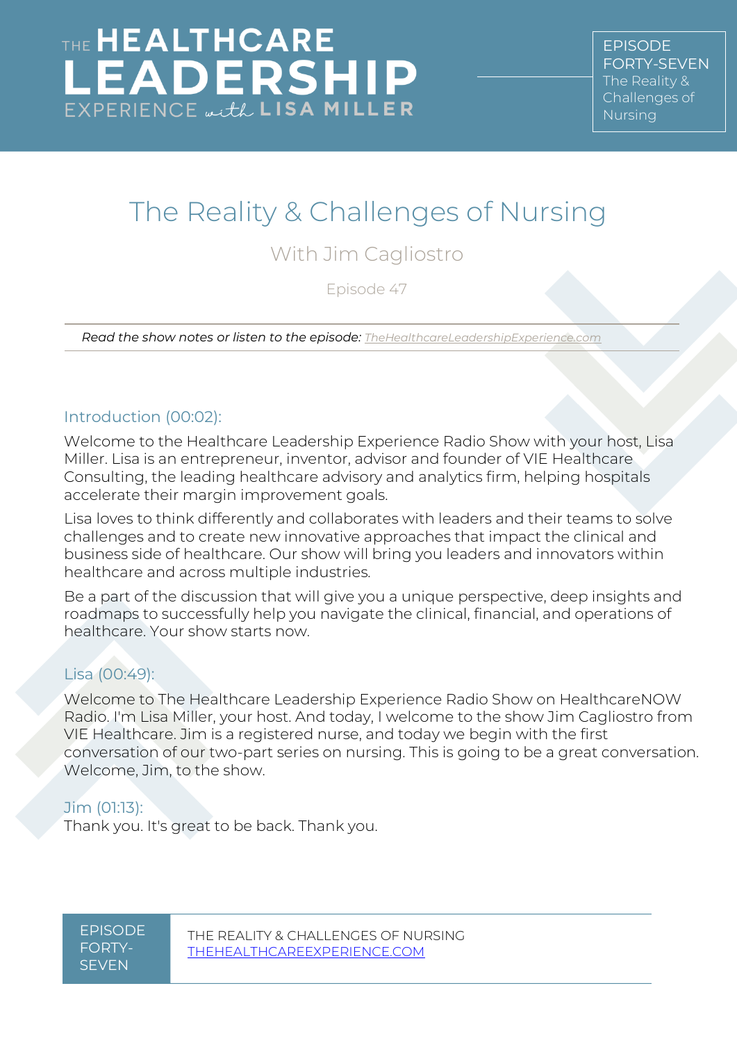# The Reality & Challenges of Nursing

## With Jim Cagliostro

Episode 47

*Read the show notes or listen to the episode: TheHealthcareLeadershipExperience.com*

### Introduction (00:02):

Welcome to the Healthcare Leadership Experience Radio Show with your host, Lisa Miller. Lisa is an entrepreneur, inventor, advisor and founder of VIE Healthcare Consulting, the leading healthcare advisory and analytics firm, helping hospitals accelerate their margin improvement goals.

Lisa loves to think differently and collaborates with leaders and their teams to solve challenges and to create new innovative approaches that impact the clinical and business side of healthcare. Our show will bring you leaders and innovators within healthcare and across multiple industries.

Be a part of the discussion that will give you a unique perspective, deep insights and roadmaps to successfully help you navigate the clinical, financial, and operations of healthcare. Your show starts now.

### Lisa (00:49):

Welcome to The Healthcare Leadership Experience Radio Show on HealthcareNOW Radio. I'm Lisa Miller, your host. And today, I welcome to the show Jim Cagliostro from VIE Healthcare. Jim is a registered nurse, and today we begin with the first conversation of our two-part series on nursing. This is going to be a great conversation. Welcome, Jim, to the show.

### Jim (01:13):

Thank you. It's great to be back. Thank you.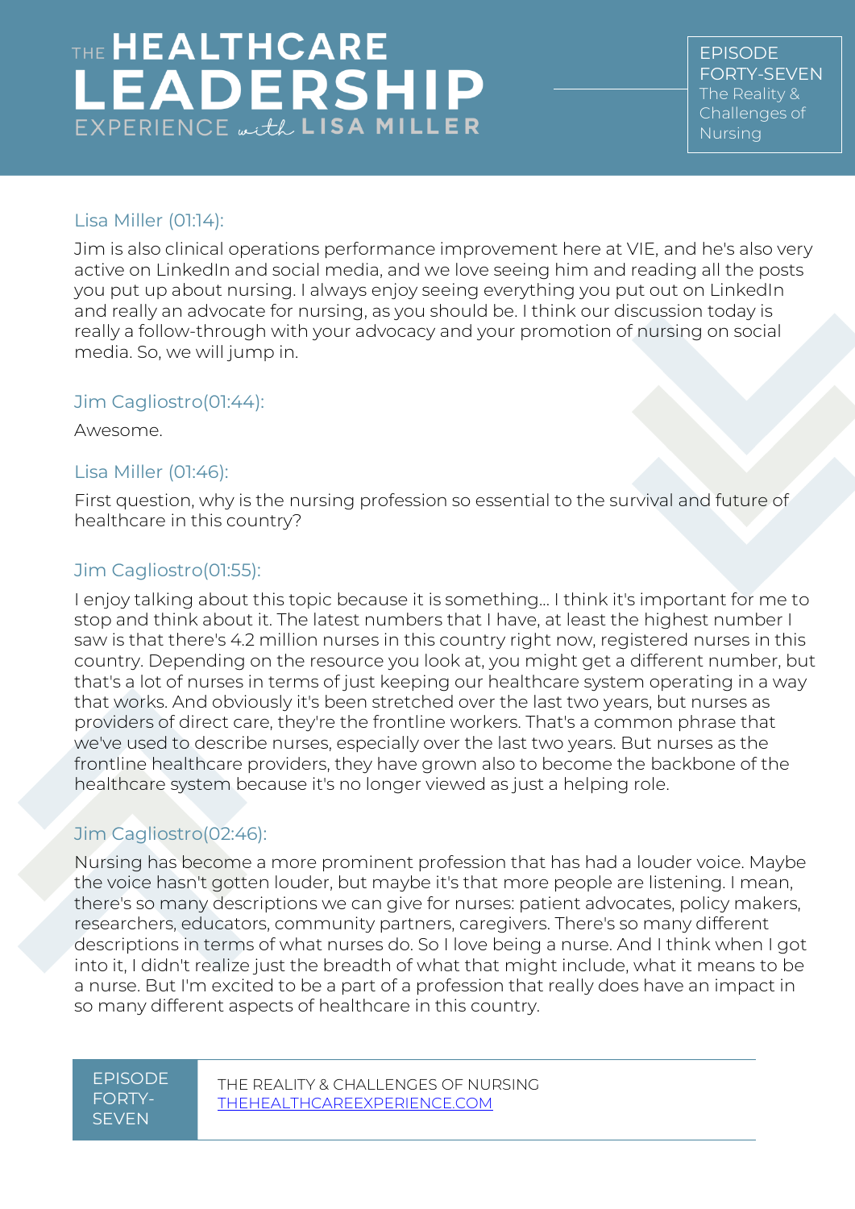Lisa Miller (01:14):

Jim is also clinical operations performance improvement here at VIE, and he's also very active on LinkedIn and social media, and we love seeing him and reading all the posts you put up about nursing. I always enjoy seeing everything you put out on LinkedIn and really an advocate for nursing, as you should be. I think our discussion today is really a follow-through with your advocacy and your promotion of nursing on social media. So, we will jump in.

Jim Cagliostro(01:44):

Awesome.

Lisa Miller (01:46):

First question, why is the nursing profession so essential to the survival and future of healthcare in this country?

Jim Cagliostro(01:55):

I enjoy talking about this topic because it is something... I think it's important for me to stop and think about it. The latest numbers that I have, at least the highest number I saw is that there's 4.2 million nurses in this country right now, registered nurses in this country. Depending on the resource you look at, you might get a different number, but that's a lot of nurses in terms of just keeping our healthcare system operating in a way that works. And obviously it's been stretched over the last two years, but nurses as providers of direct care, they're the frontline workers. That's a common phrase that we've used to describe nurses, especially over the last two years. But nurses as the frontline healthcare providers, they have grown also to become the backbone of the healthcare system because it's no longer viewed as just a helping role.

Jim Cagliostro(02:46):

Nursing has become a more prominent profession that has had a louder voice. Maybe the voice hasn't gotten louder, but maybe it's that more people are listening. I mean, there's so many descriptions we can give for nurses: patient advocates, policy makers, researchers, educators, community partners, caregivers. There's so many different descriptions in terms of what nurses do. So I love being a nurse. And I think when I got into it, I didn't realize just the breadth of what that might include, what it means to be a nurse. But I'm excited to be a part of a profession that really does have an impact in so many different aspects of healthcare in this country.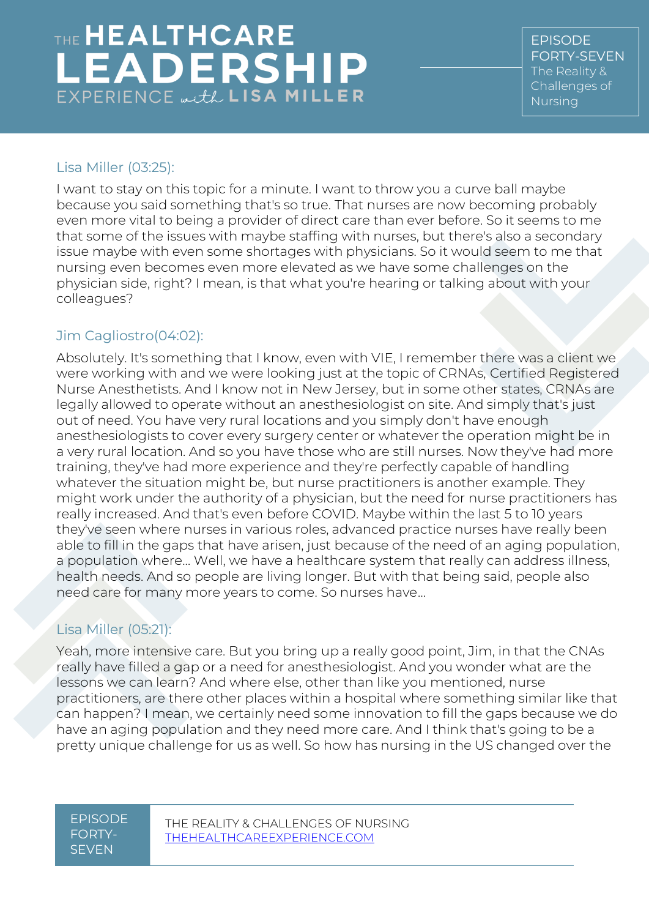Lisa Miller (03:25):

I want to stay on this topic for a minute. I want to throw you a curve ball maybe because you said something that's so true. That nurses are now becoming probably even more vital to being a provider of direct care than ever before. So it seems to me that some of the issues with maybe staffing with nurses, but there's also a secondary issue maybe with even some shortages with physicians. So it would seem to me that nursing even becomes even more elevated as we have some challenges on the physician side, right? I mean, is that what you're hearing or talking about with your colleagues?

Jim Cagliostro(04:02):

Absolutely. It's something that I know, even with VIE, I remember there was a client we were working with and we were looking just at the topic of CRNAs, Certified Registered Nurse Anesthetists. And I know not in New Jersey, but in some other states, CRNAs are legally allowed to operate without an anesthesiologist on site. And simply that's just out of need. You have very rural locations and you simply don't have enough anesthesiologists to cover every surgery center or whatever the operation might be in a very rural location. And so you have those who are still nurses. Now they've had more training, they've had more experience and they're perfectly capable of handling whatever the situation might be, but nurse practitioners is another example. They might work under the authority of a physician, but the need for nurse practitioners has really increased. And that's even before COVID. Maybe within the last 5 to 10 years they've seen where nurses in various roles, advanced practice nurses have really been able to fill in the gaps that have arisen, just because of the need of an aging population, a population where... Well, we have a healthcare system that really can address illness, health needs. And so people are living longer. But with that being said, people also need care for many more years to come. So nurses have...

Lisa Miller (05:21):

Yeah, more intensive care. But you bring up a really good point, Jim, in that the CNAs really have filled a gap or a need for anesthesiologist. And you wonder what are the lessons we can learn? And where else, other than like you mentioned, nurse practitioners, are there other places within a hospital where something similar like that can happen? I mean, we certainly need some innovation to fill the gaps because we do have an aging population and they need more care. And I think that's going to be a pretty unique challenge for us as well. So how has nursing in the US changed over the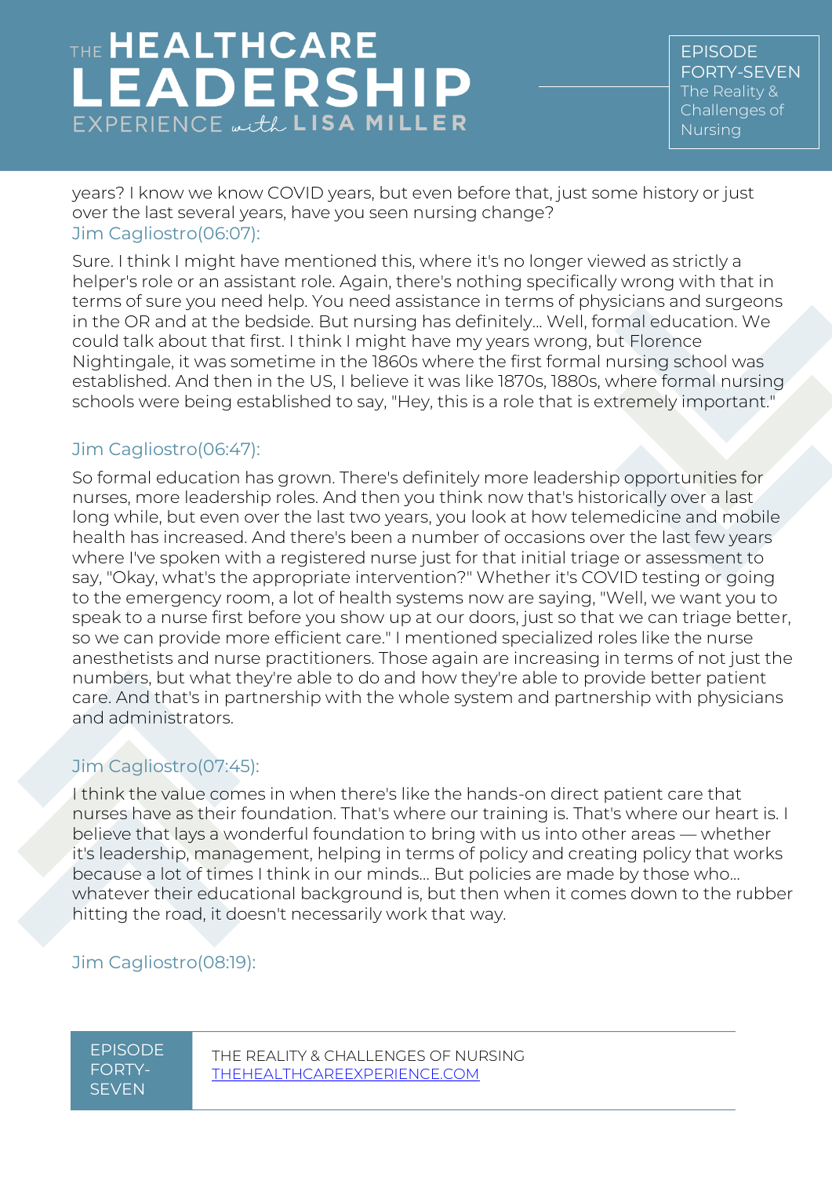years? I know we know COVID years, but even before that, just some history or just over the last several years, have you seen nursing change?

Jim Cagliostro(06:07):

Sure. I think I might have mentioned this, where it's no longer viewed as strictly a helper's role or an assistant role. Again, there's nothing specifically wrong with that in terms of sure you need help. You need assistance in terms of physicians and surgeons in the OR and at the bedside. But nursing has definitely... Well, formal education. We could talk about that first. I think I might have my years wrong, but Florence Nightingale, it was sometime in the 1860s where the first formal nursing school was established. And then in the US, I believe it was like 1870s, 1880s, where formal nursing schools were being established to say, "Hey, this is a role that is extremely important."

Jim Cagliostro(06:47):

So formal education has grown. There's definitely more leadership opportunities for nurses, more leadership roles. And then you think now that's historically over a last long while, but even over the last two years, you look at how telemedicine and mobile health has increased. And there's been a number of occasions over the last few years where I've spoken with a registered nurse just for that initial triage or assessment to say, "Okay, what's the appropriate intervention?" Whether it's COVID testing or going to the emergency room, a lot of health systems now are saying, "Well, we want you to speak to a nurse first before you show up at our doors, just so that we can triage better, so we can provide more efficient care." I mentioned specialized roles like the nurse anesthetists and nurse practitioners. Those again are increasing in terms of not just the numbers, but what they're able to do and how they're able to provide better patient care. And that's in partnership with the whole system and partnership with physicians and administrators.

Jim Cagliostro(07:45):

I think the value comes in when there's like the hands-on direct patient care that nurses have as their foundation. That's where our training is. That's where our heart is. I believe that lays a wonderful foundation to bring with us into other areas — whether it's leadership, management, helping in terms of policy and creating policy that works because a lot of times I think in our minds... But policies are made by those who... whatever their educational background is, but then when it comes down to the rubber hitting the road, it doesn't necessarily work that way.

Jim Cagliostro(08:19):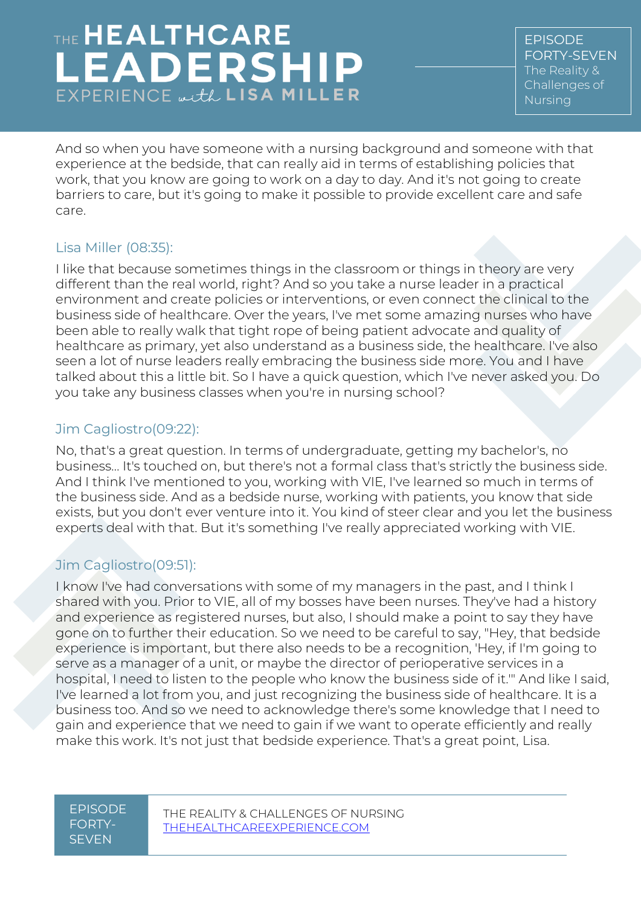And so when you have someone with a nursing background and someone with that experience at the bedside, that can really aid in terms of establishing policies that work, that you know are going to work on a day to day. And it's not going to create barriers to care, but it's going to make it possible to provide excellent care and safe care.

### Lisa Miller (08:35):

I like that because sometimes things in the classroom or things in theory are very different than the real world, right? And so you take a nurse leader in a practical environment and create policies or interventions, or even connect the clinical to the business side of healthcare. Over the years, I've met some amazing nurses who have been able to really walk that tight rope of being patient advocate and quality of healthcare as primary, yet also understand as a business side, the healthcare. I've also seen a lot of nurse leaders really embracing the business side more. You and I have talked about this a little bit. So I have a quick question, which I've never asked you. Do you take any business classes when you're in nursing school?

### Jim Cagliostro(09:22):

No, that's a great question. In terms of undergraduate, getting my bachelor's, no business... It's touched on, but there's not a formal class that's strictly the business side. And I think I've mentioned to you, working with VIE, I've learned so much in terms of the business side. And as a bedside nurse, working with patients, you know that side exists, but you don't ever venture into it. You kind of steer clear and you let the business experts deal with that. But it's something I've really appreciated working with VIE.

### Jim Cagliostro(09:51):

I know I've had conversations with some of my managers in the past, and I think I shared with you. Prior to VIE, all of my bosses have been nurses. They've had a history and experience as registered nurses, but also, I should make a point to say they have gone on to further their education. So we need to be careful to say, "Hey, that bedside experience is important, but there also needs to be a recognition, 'Hey, if I'm going to serve as a manager of a unit, or maybe the director of perioperative services in a hospital, I need to listen to the people who know the business side of it.'" And like I said, I've learned a lot from you, and just recognizing the business side of healthcare. It is a business too. And so we need to acknowledge there's some knowledge that I need to gain and experience that we need to gain if we want to operate efficiently and really make this work. It's not just that bedside experience. That's a great point, Lisa.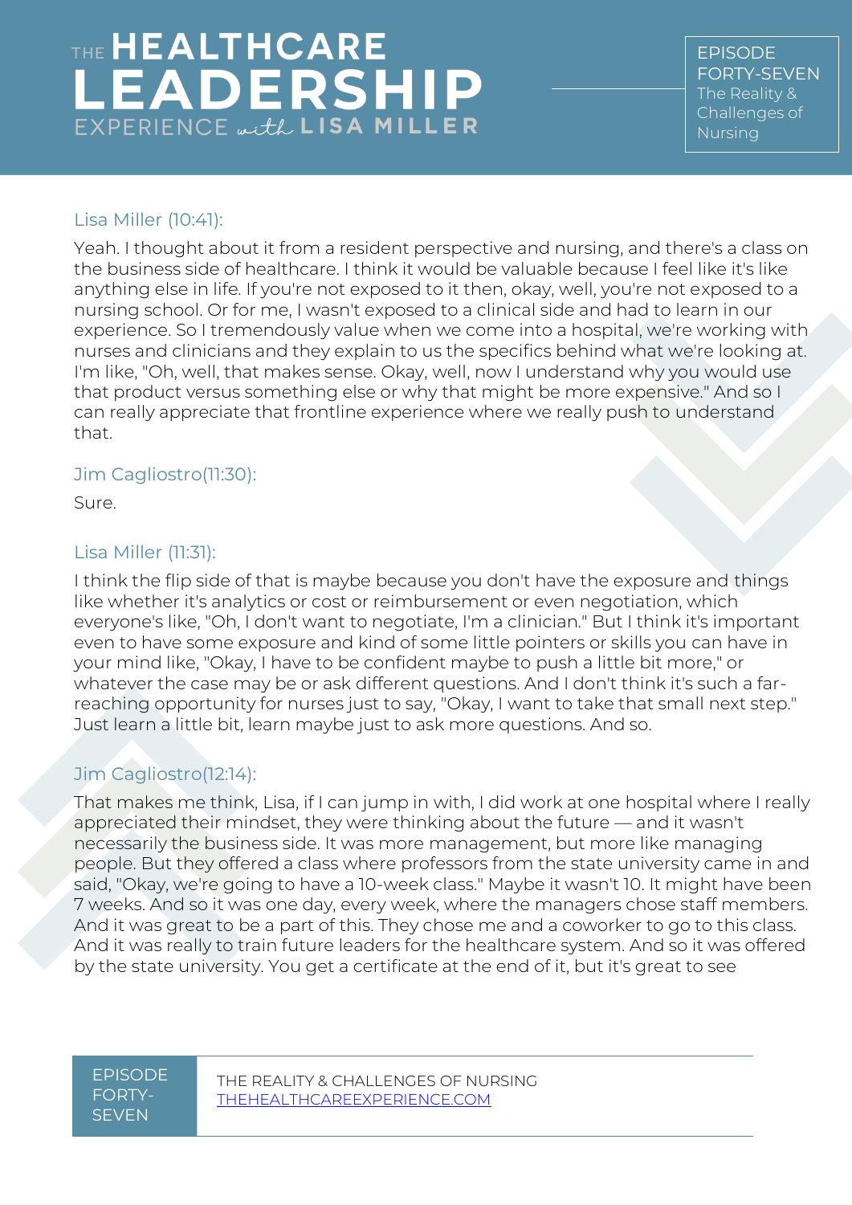Lisa Miller (10:41):

Yeah. I thought about it from a resident perspective and nursing, and there's a class on the business side of healthcare. I think it would be valuable because I feel like it's like anything else in life. If you're not exposed to it then, okay, well, you're not exposed to a nursing school. Or for me, I wasn't exposed to a clinical side and had to learn in our experience. So I tremendously value when we come into a hospital, we're working with nurses and clinicians and they explain to us the specifics behind what we're looking at. I'm like, "Oh, well, that makes sense. Okay, well, now I understand why you would use that product versus something else or why that might be more expensive." And so I can really appreciate that frontline experience where we really push to understand that.

Jim Cagliostro(11:30):

Sure.

Lisa Miller (11:31):

I think the flip side of that is maybe because you don't have the exposure and things like whether it's analytics or cost or reimbursement or even negotiation, which everyone's like, "Oh, I don't want to negotiate, I'm a clinician." But I think it's important even to have some exposure and kind of some little pointers or skills you can have in your mind like, "Okay, I have to be confident maybe to push a little bit more," or whatever the case may be or ask different questions. And I don't think it's such a far-reaching opportunity for nurses just to say, "Okay, I want to take that small next step." Just learn a little bit, learn maybe just to ask more questions. And so.

Jim Cagliostro(12:14):

That makes me think, Lisa, if I can jump in with, I did work at one hospital where I really appreciated their mindset, they were thinking about the future — and it wasn't necessarily the business side. It was more management, but more like managing people. But they offered a class where professors from the state university came in and said, "Okay, we're going to have a 10-week class." Maybe it wasn't 10. It might have been 7 weeks. And so it was one day, every week, where the managers chose staff members. And it was great to be a part of this. They chose me and a coworker to go to this class. And it was really to train future leaders for the healthcare system. And so it was offered by the state university. You get a certificate at the end of it, but it's great to see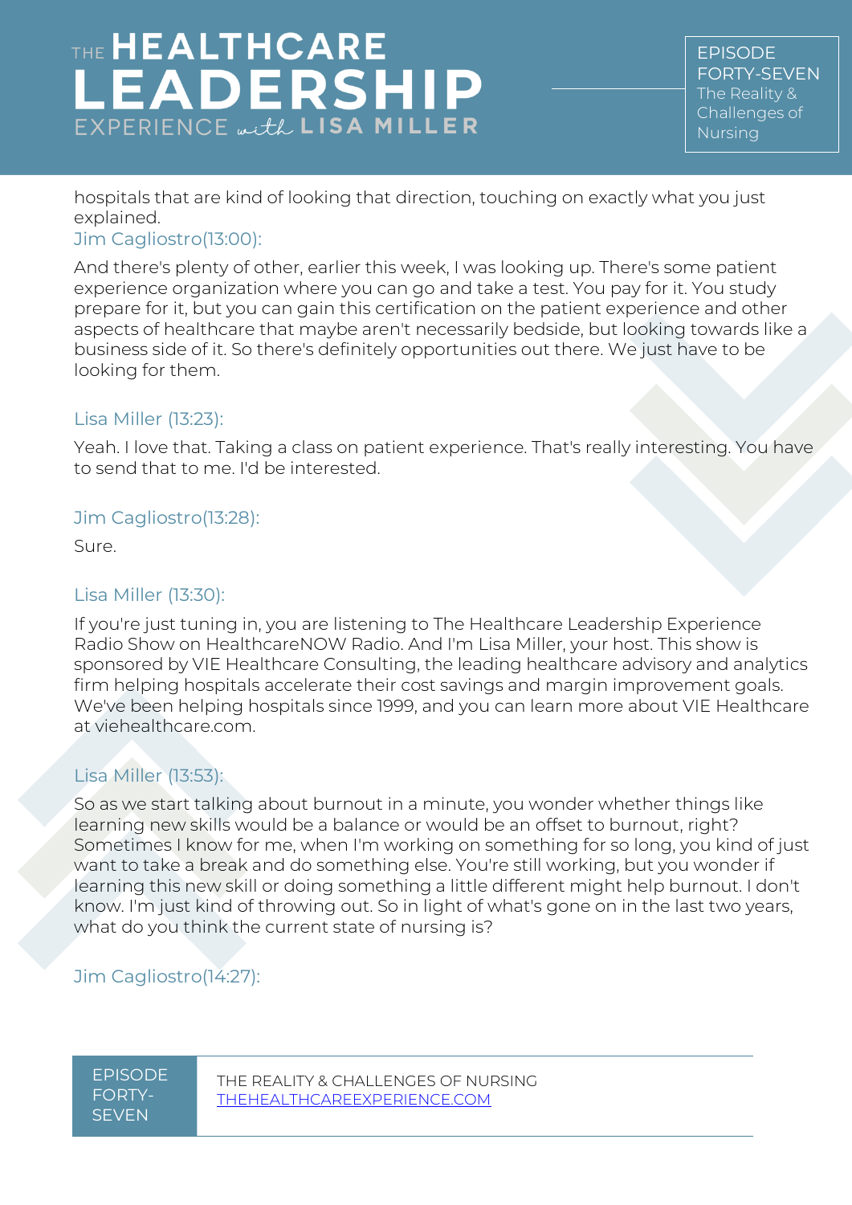hospitals that are kind of looking that direction, touching on exactly what you just explained.

Jim Cagliostro(13:00):

And there's plenty of other, earlier this week, I was looking up. There's some patient experience organization where you can go and take a test. You pay for it. You study prepare for it, but you can gain this certification on the patient experience and other aspects of healthcare that maybe aren't necessarily bedside, but looking towards like a business side of it. So there's definitely opportunities out there. We just have to be looking for them.

Lisa Miller (13:23):

Yeah. I love that. Taking a class on patient experience. That's really interesting. You have to send that to me. I'd be interested.

Jim Cagliostro(13:28):

Sure.

Lisa Miller (13:30):

If you're just tuning in, you are listening to The Healthcare Leadership Experience Radio Show on HealthcareNOW Radio. And I'm Lisa Miller, your host. This show is sponsored by VIE Healthcare Consulting, the leading healthcare advisory and analytics firm helping hospitals accelerate their cost savings and margin improvement goals. We've been helping hospitals since 1999, and you can learn more about VIE Healthcare at viehealthcare.com.

Lisa Miller (13:53):

So as we start talking about burnout in a minute, you wonder whether things like learning new skills would be a balance or would be an offset to burnout, right? Sometimes I know for me, when I'm working on something for so long, you kind of just want to take a break and do something else. You're still working, but you wonder if learning this new skill or doing something a little different might help burnout. I don't know. I'm just kind of throwing out. So in light of what's gone on in the last two years, what do you think the current state of nursing is?

Jim Cagliostro(14:27):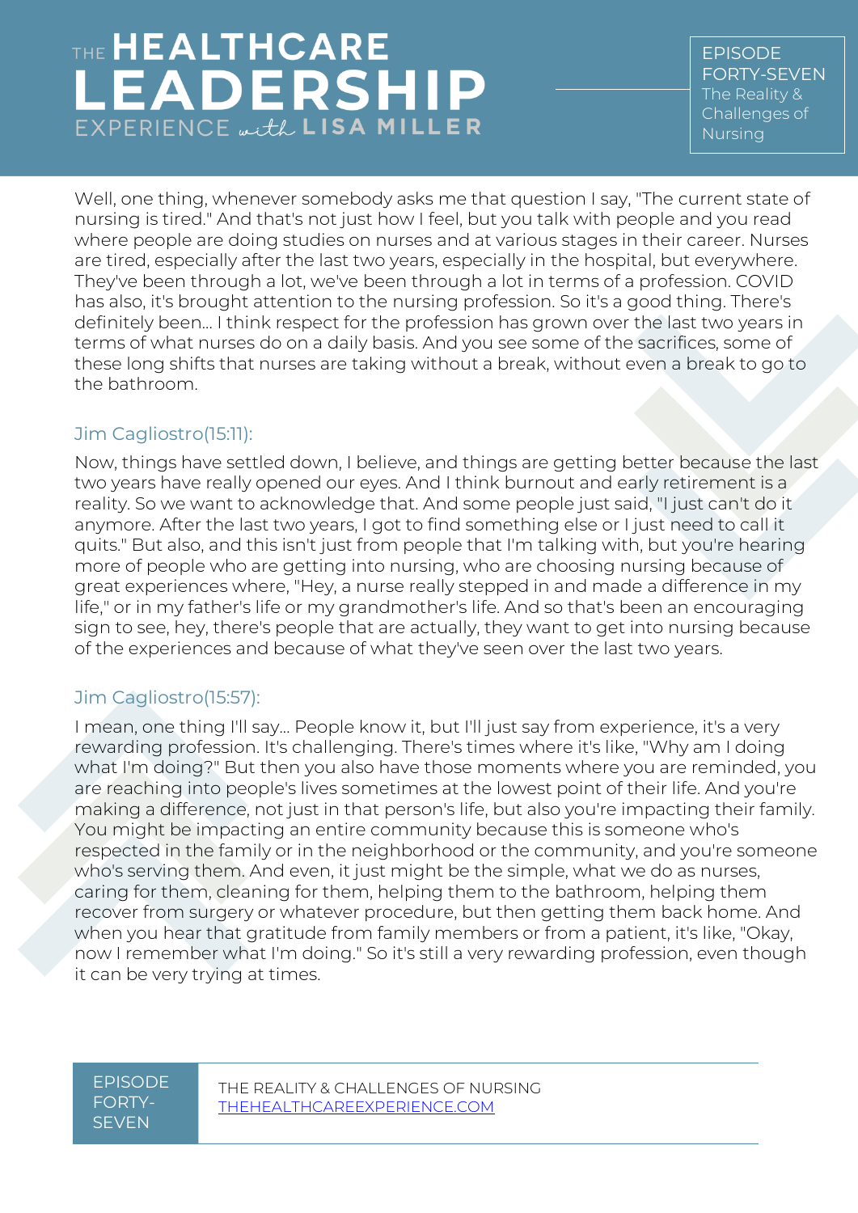Well, one thing, whenever somebody asks me that question I say, "The current state of nursing is tired." And that's not just how I feel, but you talk with people and you read where people are doing studies on nurses and at various stages in their career. Nurses are tired, especially after the last two years, especially in the hospital, but everywhere. They've been through a lot, we've been through a lot in terms of a profession. COVID has also, it's brought attention to the nursing profession. So it's a good thing. There's definitely been... I think respect for the profession has grown over the last two years in terms of what nurses do on a daily basis. And you see some of the sacrifices, some of these long shifts that nurses are taking without a break, without even a break to go to the bathroom.

### Jim Cagliostro(15:11):

Now, things have settled down, I believe, and things are getting better because the last two years have really opened our eyes. And I think burnout and early retirement is a reality. So we want to acknowledge that. And some people just said, "I just can't do it anymore. After the last two years, I got to find something else or I just need to call it quits." But also, and this isn't just from people that I'm talking with, but you're hearing more of people who are getting into nursing, who are choosing nursing because of great experiences where, "Hey, a nurse really stepped in and made a difference in my life," or in my father's life or my grandmother's life. And so that's been an encouraging sign to see, hey, there's people that are actually, they want to get into nursing because of the experiences and because of what they've seen over the last two years.

### Jim Cagliostro(15:57):

I mean, one thing I'll say... People know it, but I'll just say from experience, it's a very rewarding profession. It's challenging. There's times where it's like, "Why am I doing what I'm doing?" But then you also have those moments where you are reminded, you are reaching into people's lives sometimes at the lowest point of their life. And you're making a difference, not just in that person's life, but also you're impacting their family. You might be impacting an entire community because this is someone who's respected in the family or in the neighborhood or the community, and you're someone who's serving them. And even, it just might be the simple, what we do as nurses, caring for them, cleaning for them, helping them to the bathroom, helping them recover from surgery or whatever procedure, but then getting them back home. And when you hear that gratitude from family members or from a patient, it's like, "Okay, now I remember what I'm doing." So it's still a very rewarding profession, even though it can be very trying at times.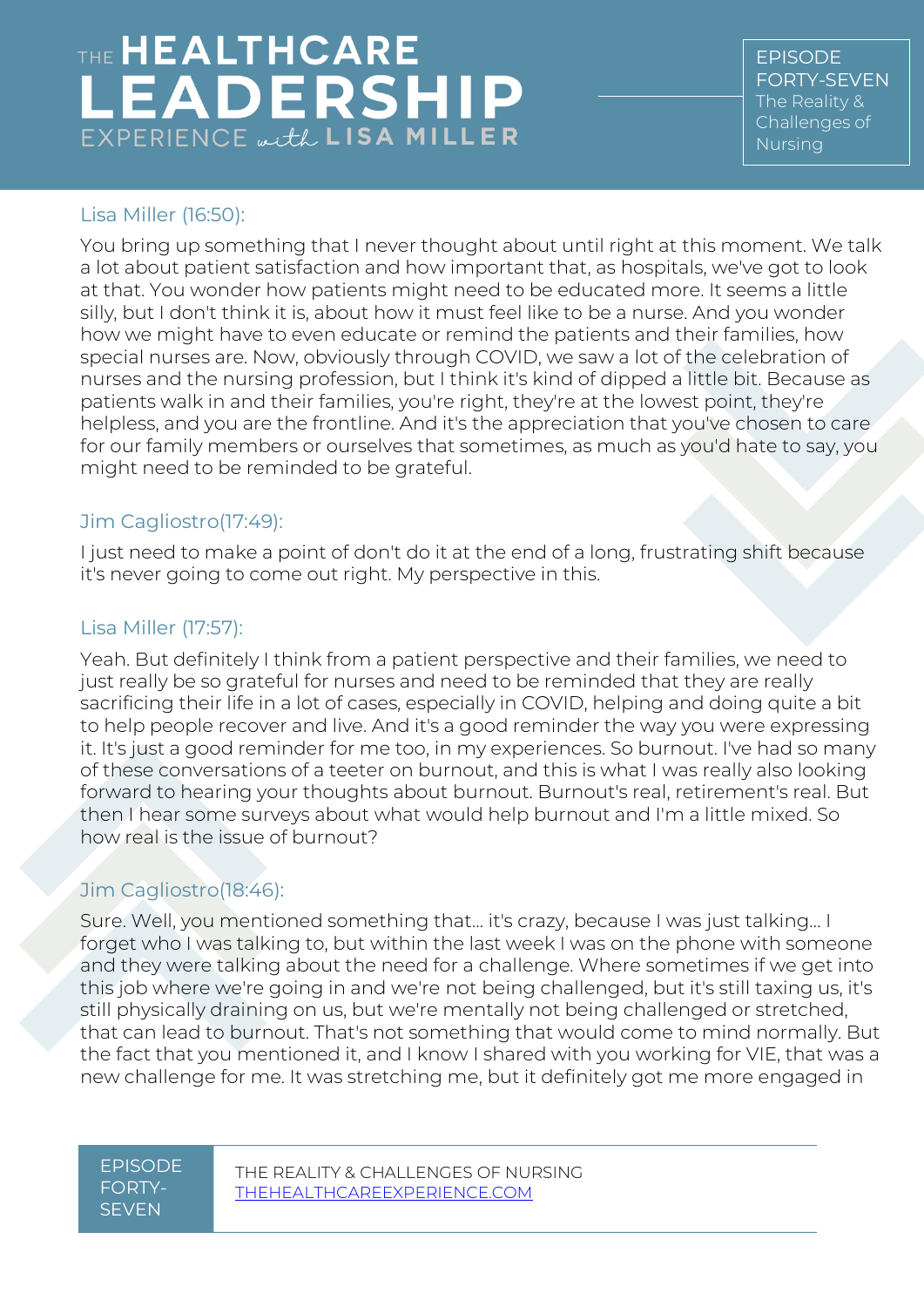Lisa Miller (16:50):

You bring up something that I never thought about until right at this moment. We talk a lot about patient satisfaction and how important that, as hospitals, we've got to look at that. You wonder how patients might need to be educated more. It seems a little silly, but I don't think it is, about how it must feel like to be a nurse. And you wonder how we might have to even educate or remind the patients and their families, how special nurses are. Now, obviously through COVID, we saw a lot of the celebration of nurses and the nursing profession, but I think it's kind of dipped a little bit. Because as patients walk in and their families, you're right, they're at the lowest point, they're helpless, and you are the frontline. And it's the appreciation that you've chosen to care for our family members or ourselves that sometimes, as much as you'd hate to say, you might need to be reminded to be grateful.

Jim Cagliostro(17:49):

I just need to make a point of don't do it at the end of a long, frustrating shift because it's never going to come out right. My perspective in this.

Lisa Miller (17:57):

Yeah. But definitely I think from a patient perspective and their families, we need to just really be so grateful for nurses and need to be reminded that they are really sacrificing their life in a lot of cases, especially in COVID, helping and doing quite a bit to help people recover and live. And it's a good reminder the way you were expressing it. It's just a good reminder for me too, in my experiences. So burnout. I've had so many of these conversations of a teeter on burnout, and this is what I was really also looking forward to hearing your thoughts about burnout. Burnout's real, retirement's real. But then I hear some surveys about what would help burnout and I'm a little mixed. So how real is the issue of burnout?

Jim Cagliostro(18:46):

Sure. Well, you mentioned something that... it's crazy, because I was just talking... I forget who I was talking to, but within the last week I was on the phone with someone and they were talking about the need for a challenge. Where sometimes if we get into this job where we're going in and we're not being challenged, but it's still taxing us, it's still physically draining on us, but we're mentally not being challenged or stretched, that can lead to burnout. That's not something that would come to mind normally. But the fact that you mentioned it, and I know I shared with you working for VIE, that was a new challenge for me. It was stretching me, but it definitely got me more engaged in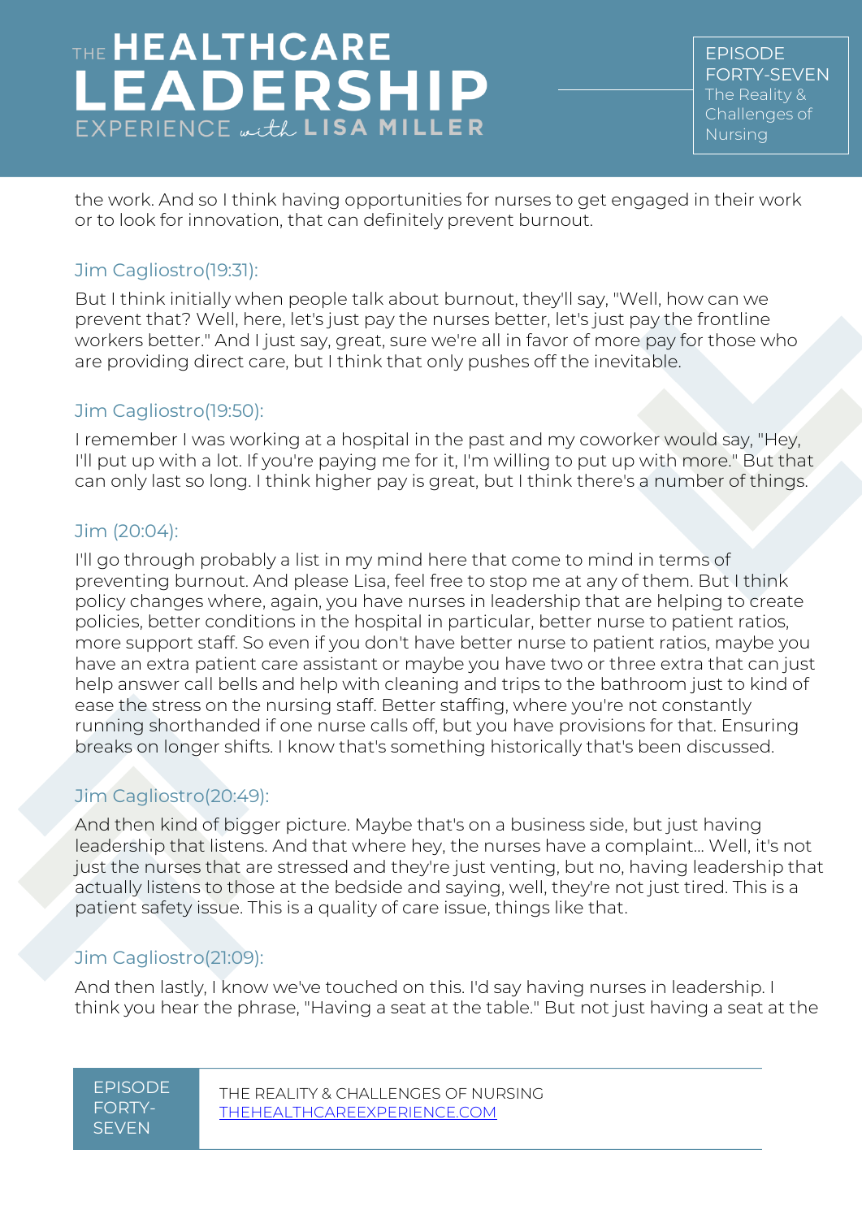the work. And so I think having opportunities for nurses to get engaged in their work or to look for innovation, that can definitely prevent burnout.

### Jim Cagliostro(19:31):

But I think initially when people talk about burnout, they'll say, "Well, how can we prevent that? Well, here, let's just pay the nurses better, let's just pay the frontline workers better." And I just say, great, sure we're all in favor of more pay for those who are providing direct care, but I think that only pushes off the inevitable.

### Jim Cagliostro(19:50):

I remember I was working at a hospital in the past and my coworker would say, "Hey, I'll put up with a lot. If you're paying me for it, I'm willing to put up with more." But that can only last so long. I think higher pay is great, but I think there's a number of things.

### Jim (20:04):

I'll go through probably a list in my mind here that come to mind in terms of preventing burnout. And please Lisa, feel free to stop me at any of them. But I think policy changes where, again, you have nurses in leadership that are helping to create policies, better conditions in the hospital in particular, better nurse to patient ratios, more support staff. So even if you don't have better nurse to patient ratios, maybe you have an extra patient care assistant or maybe you have two or three extra that can just help answer call bells and help with cleaning and trips to the bathroom just to kind of ease the stress on the nursing staff. Better staffing, where you're not constantly running shorthanded if one nurse calls off, but you have provisions for that. Ensuring breaks on longer shifts. I know that's something historically that's been discussed.

### Jim Cagliostro(20:49):

And then kind of bigger picture. Maybe that's on a business side, but just having leadership that listens. And that where hey, the nurses have a complaint... Well, it's not just the nurses that are stressed and they're just venting, but no, having leadership that actually listens to those at the bedside and saying, well, they're not just tired. This is a patient safety issue. This is a quality of care issue, things like that.

### Jim Cagliostro(21:09):

And then lastly, I know we've touched on this. I'd say having nurses in leadership. I think you hear the phrase, "Having a seat at the table." But not just having a seat at the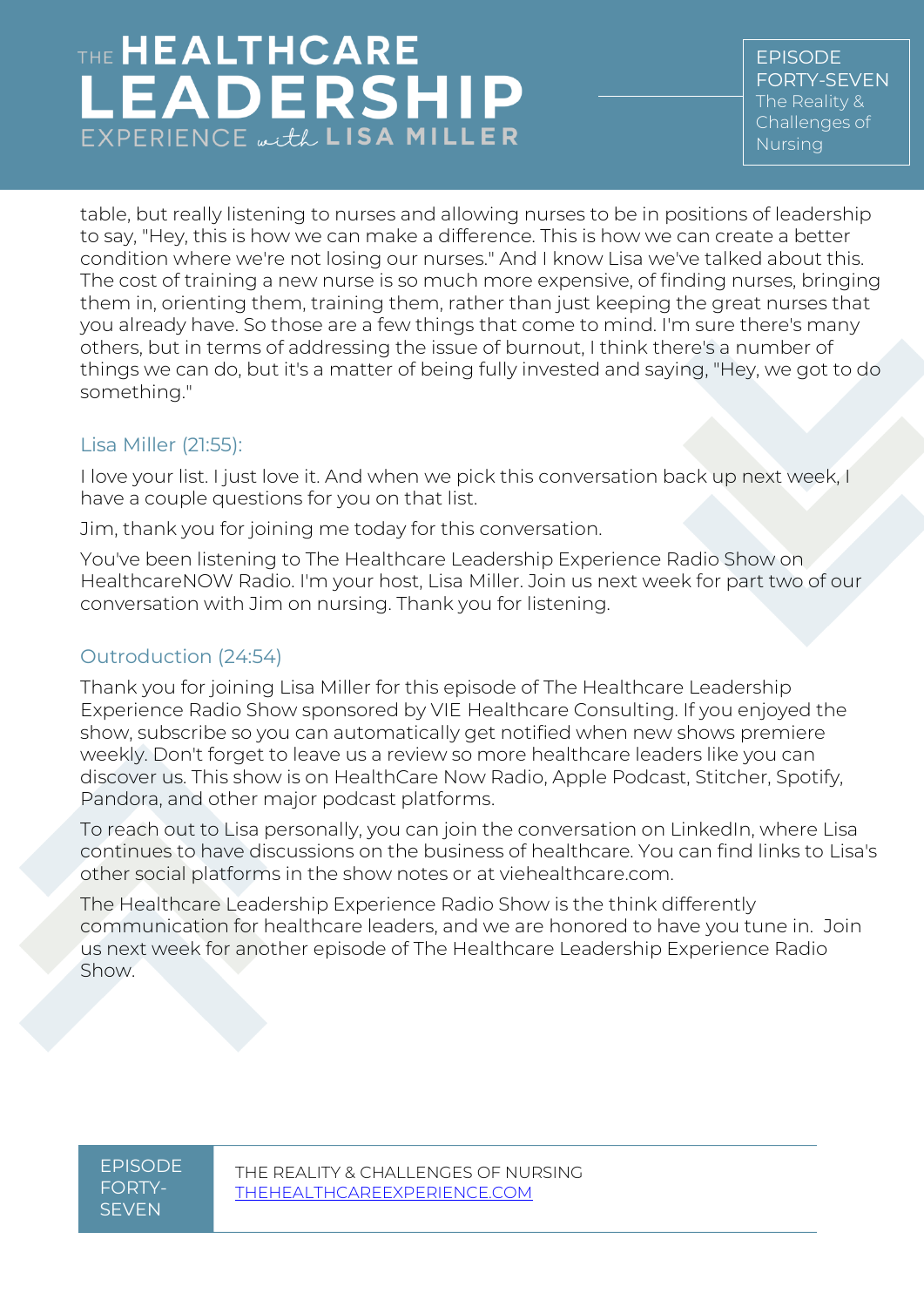table, but really listening to nurses and allowing nurses to be in positions of leadership to say, "Hey, this is how we can make a difference. This is how we can create a better condition where we're not losing our nurses." And I know Lisa we've talked about this. The cost of training a new nurse is so much more expensive, of finding nurses, bringing them in, orienting them, training them, rather than just keeping the great nurses that you already have. So those are a few things that come to mind. I'm sure there's many others, but in terms of addressing the issue of burnout, I think there's a number of things we can do, but it's a matter of being fully invested and saying, "Hey, we got to do something."

### Lisa Miller (21:55):

I love your list. I just love it. And when we pick this conversation back up next week, I have a couple questions for you on that list.

Jim, thank you for joining me today for this conversation.

You've been listening to The Healthcare Leadership Experience Radio Show on HealthcareNOW Radio. I'm your host, Lisa Miller. Join us next week for part two of our conversation with Jim on nursing. Thank you for listening.

### Outroduction (24:54)

Thank you for joining Lisa Miller for this episode of The Healthcare Leadership Experience Radio Show sponsored by VIE Healthcare Consulting. If you enjoyed the show, subscribe so you can automatically get notified when new shows premiere weekly. Don't forget to leave us a review so more healthcare leaders like you can discover us. This show is on HealthCare Now Radio, Apple Podcast, Stitcher, Spotify, Pandora, and other major podcast platforms.

To reach out to Lisa personally, you can join the conversation on LinkedIn, where Lisa continues to have discussions on the business of healthcare. You can find links to Lisa's other social platforms in the show notes or at viehealthcare.com.

The Healthcare Leadership Experience Radio Show is the think differently communication for healthcare leaders, and we are honored to have you tune in. Join us next week for another episode of The Healthcare Leadership Experience Radio Show.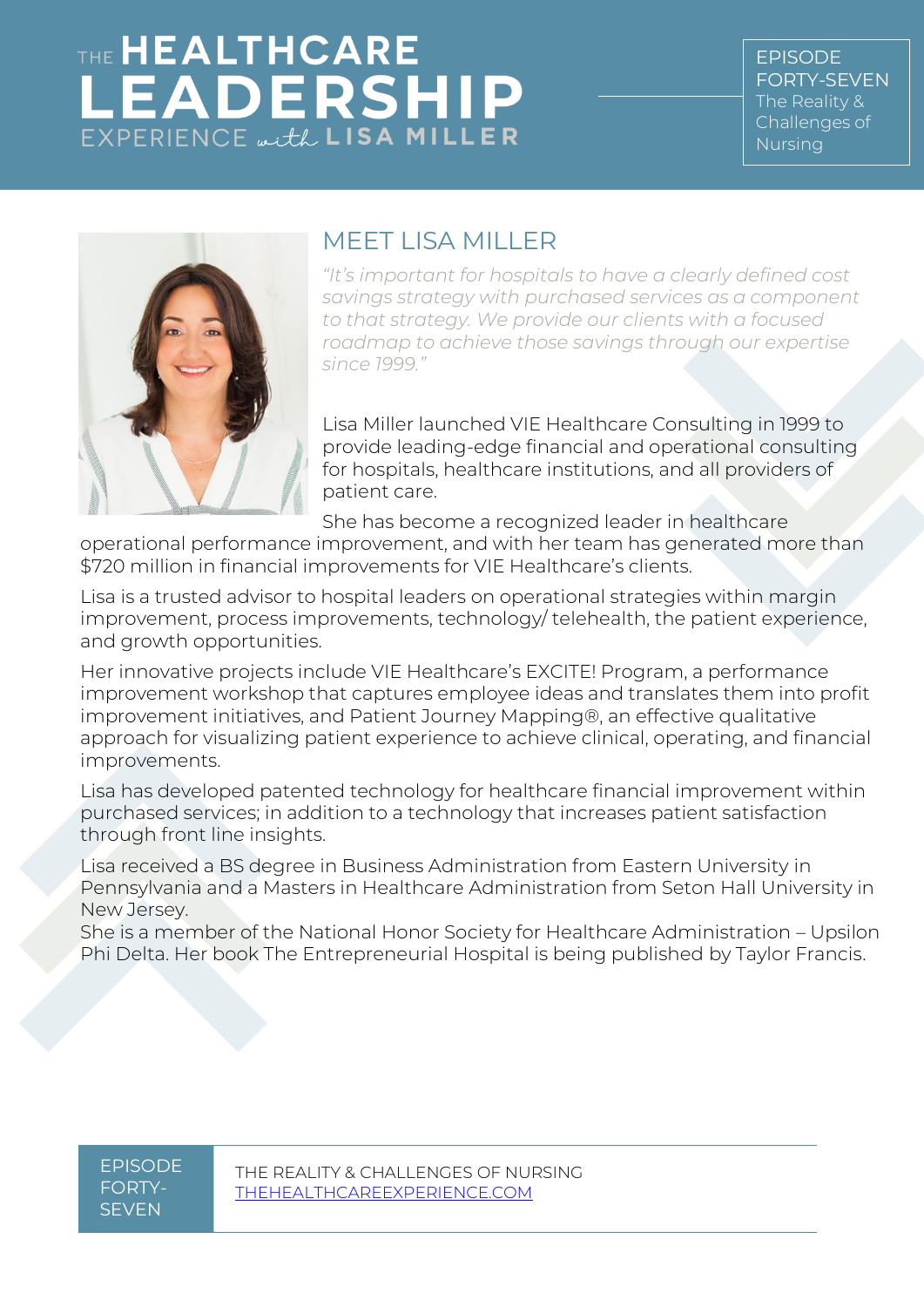# THE HEALTHCARE LEADERSHIP EXPERIENCE *with* LISA MILLER

EPISODE FORTY-SEVEN
The Reality & Challenges of Nursing

## MEET LISA MILLER

*"It's important for hospitals to have a clearly defined cost savings strategy with purchased services as a component to that strategy. We provide our clients with a focused roadmap to achieve those savings through our expertise since 1999."*

Lisa Miller launched VIE Healthcare Consulting in 1999 to provide leading-edge financial and operational consulting for hospitals, healthcare institutions, and all providers of patient care.

She has become a recognized leader in healthcare operational performance improvement, and with her team has generated more than $720 million in financial improvements for VIE Healthcare's clients.

Lisa is a trusted advisor to hospital leaders on operational strategies within margin improvement, process improvements, technology/ telehealth, the patient experience, and growth opportunities.

Her innovative projects include VIE Healthcare's EXCITE! Program, a performance improvement workshop that captures employee ideas and translates them into profit improvement initiatives, and Patient Journey Mapping®, an effective qualitative approach for visualizing patient experience to achieve clinical, operating, and financial improvements.

Lisa has developed patented technology for healthcare financial improvement within purchased services; in addition to a technology that increases patient satisfaction through front line insights.

Lisa received a BS degree in Business Administration from Eastern University in Pennsylvania and a Masters in Healthcare Administration from Seton Hall University in New Jersey.
She is a member of the National Honor Society for Healthcare Administration – Upsilon Phi Delta. Her book The Entrepreneurial Hospital is being published by Taylor Francis.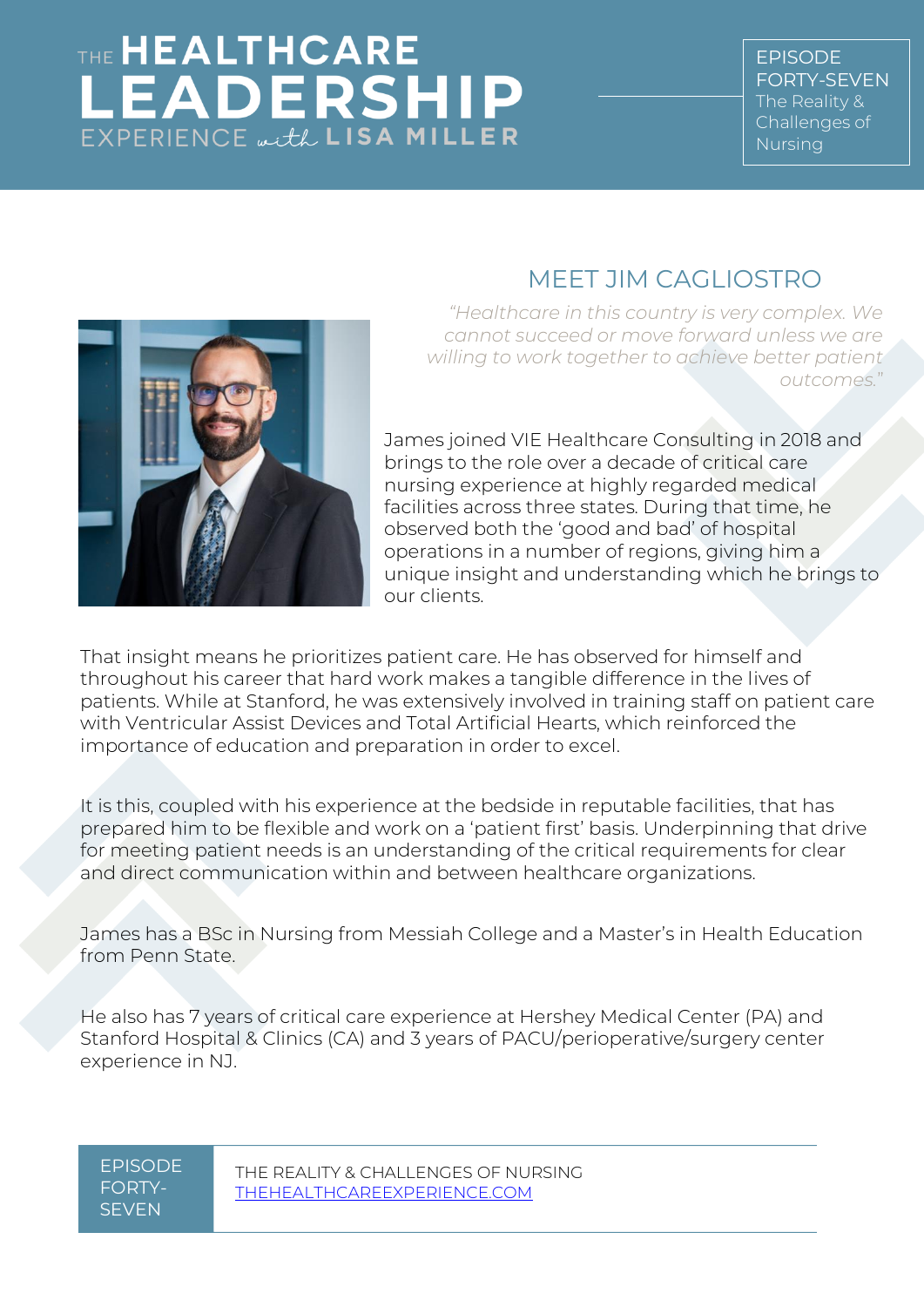# MEET JIM CAGLIOSTRO

*"Healthcare in this country is very complex. We cannot succeed or move forward unless we are willing to work together to achieve better patient outcomes."*

James joined VIE Healthcare Consulting in 2018 and brings to the role over a decade of critical care nursing experience at highly regarded medical facilities across three states. During that time, he observed both the 'good and bad' of hospital operations in a number of regions, giving him a unique insight and understanding which he brings to our clients.

That insight means he prioritizes patient care. He has observed for himself and throughout his career that hard work makes a tangible difference in the lives of patients. While at Stanford, he was extensively involved in training staff on patient care with Ventricular Assist Devices and Total Artificial Hearts, which reinforced the importance of education and preparation in order to excel.

It is this, coupled with his experience at the bedside in reputable facilities, that has prepared him to be flexible and work on a 'patient first' basis. Underpinning that drive for meeting patient needs is an understanding of the critical requirements for clear and direct communication within and between healthcare organizations.

James has a BSc in Nursing from Messiah College and a Master's in Health Education from Penn State.

He also has 7 years of critical care experience at Hershey Medical Center (PA) and Stanford Hospital & Clinics (CA) and 3 years of PACU/perioperative/surgery center experience in NJ.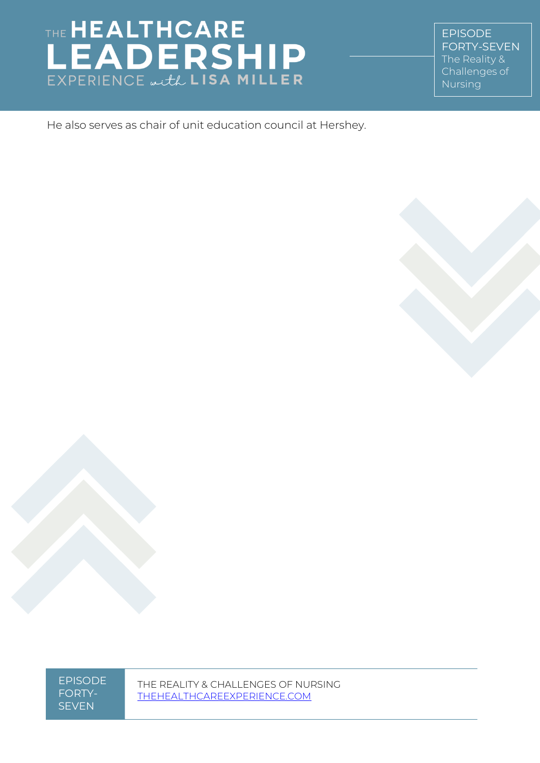He also serves as chair of unit education council at Hershey.